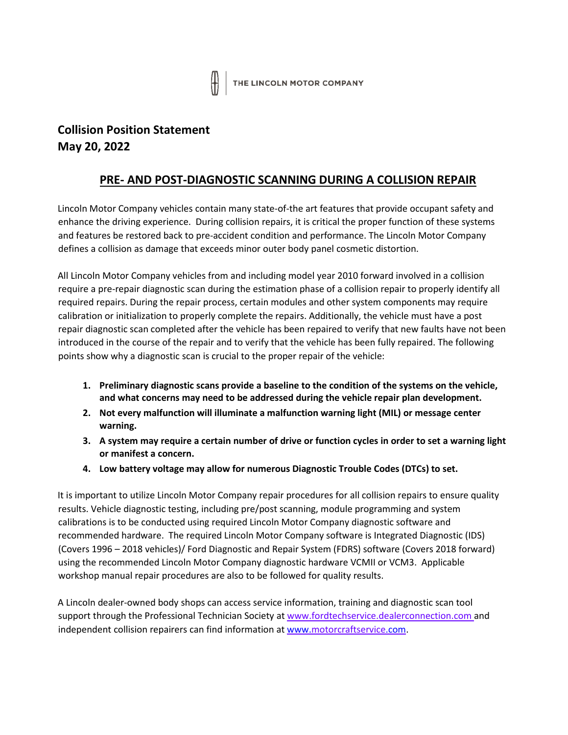THE LINCOLN MOTOR COMPANY

**Collision Position Statement**
**May 20, 2022**

## PRE- AND POST-DIAGNOSTIC SCANNING DURING A COLLISION REPAIR

Lincoln Motor Company vehicles contain many state-of-the art features that provide occupant safety and enhance the driving experience. During collision repairs, it is critical the proper function of these systems and features be restored back to pre-accident condition and performance. The Lincoln Motor Company defines a collision as damage that exceeds minor outer body panel cosmetic distortion.

All Lincoln Motor Company vehicles from and including model year 2010 forward involved in a collision require a pre-repair diagnostic scan during the estimation phase of a collision repair to properly identify all required repairs. During the repair process, certain modules and other system components may require calibration or initialization to properly complete the repairs. Additionally, the vehicle must have a post repair diagnostic scan completed after the vehicle has been repaired to verify that new faults have not been introduced in the course of the repair and to verify that the vehicle has been fully repaired. The following points show why a diagnostic scan is crucial to the proper repair of the vehicle:

1. **Preliminary diagnostic scans provide a baseline to the condition of the systems on the vehicle, and what concerns may need to be addressed during the vehicle repair plan development.**
2. **Not every malfunction will illuminate a malfunction warning light (MIL) or message center warning.**
3. **A system may require a certain number of drive or function cycles in order to set a warning light or manifest a concern.**
4. **Low battery voltage may allow for numerous Diagnostic Trouble Codes (DTCs) to set.**

It is important to utilize Lincoln Motor Company repair procedures for all collision repairs to ensure quality results. Vehicle diagnostic testing, including pre/post scanning, module programming and system calibrations is to be conducted using required Lincoln Motor Company diagnostic software and recommended hardware. The required Lincoln Motor Company software is Integrated Diagnostic (IDS) (Covers 1996 – 2018 vehicles)/ Ford Diagnostic and Repair System (FDRS) software (Covers 2018 forward) using the recommended Lincoln Motor Company diagnostic hardware VCMII or VCM3. Applicable workshop manual repair procedures are also to be followed for quality results.

A Lincoln dealer-owned body shops can access service information, training and diagnostic scan tool support through the Professional Technician Society at www.fordtechservice.dealerconnection.com and independent collision repairers can find information at www.motorcraftservice.com.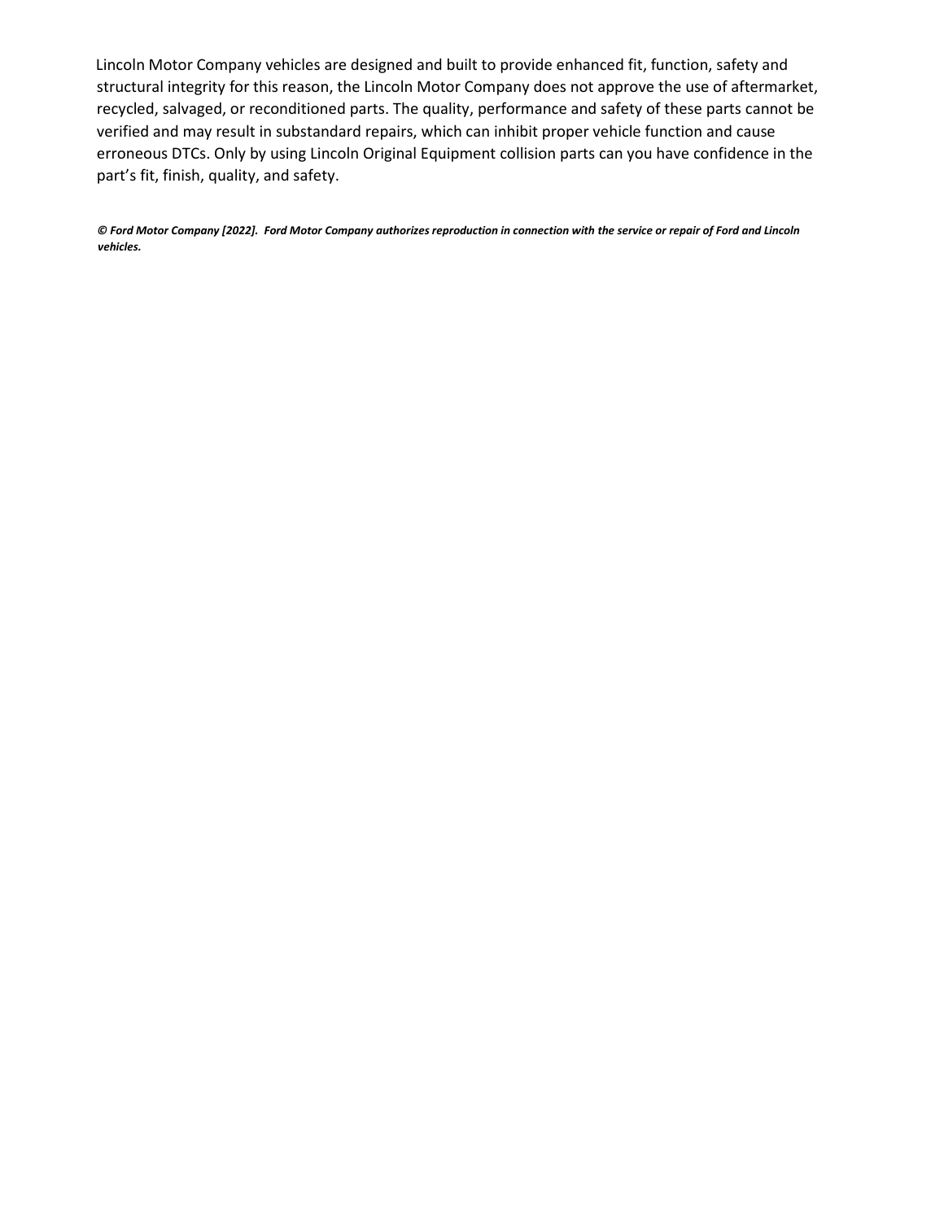Lincoln Motor Company vehicles are designed and built to provide enhanced fit, function, safety and structural integrity for this reason, the Lincoln Motor Company does not approve the use of aftermarket, recycled, salvaged, or reconditioned parts. The quality, performance and safety of these parts cannot be verified and may result in substandard repairs, which can inhibit proper vehicle function and cause erroneous DTCs. Only by using Lincoln Original Equipment collision parts can you have confidence in the part's fit, finish, quality, and safety.

***© Ford Motor Company [2022]. Ford Motor Company authorizes reproduction in connection with the service or repair of Ford and Lincoln vehicles.***